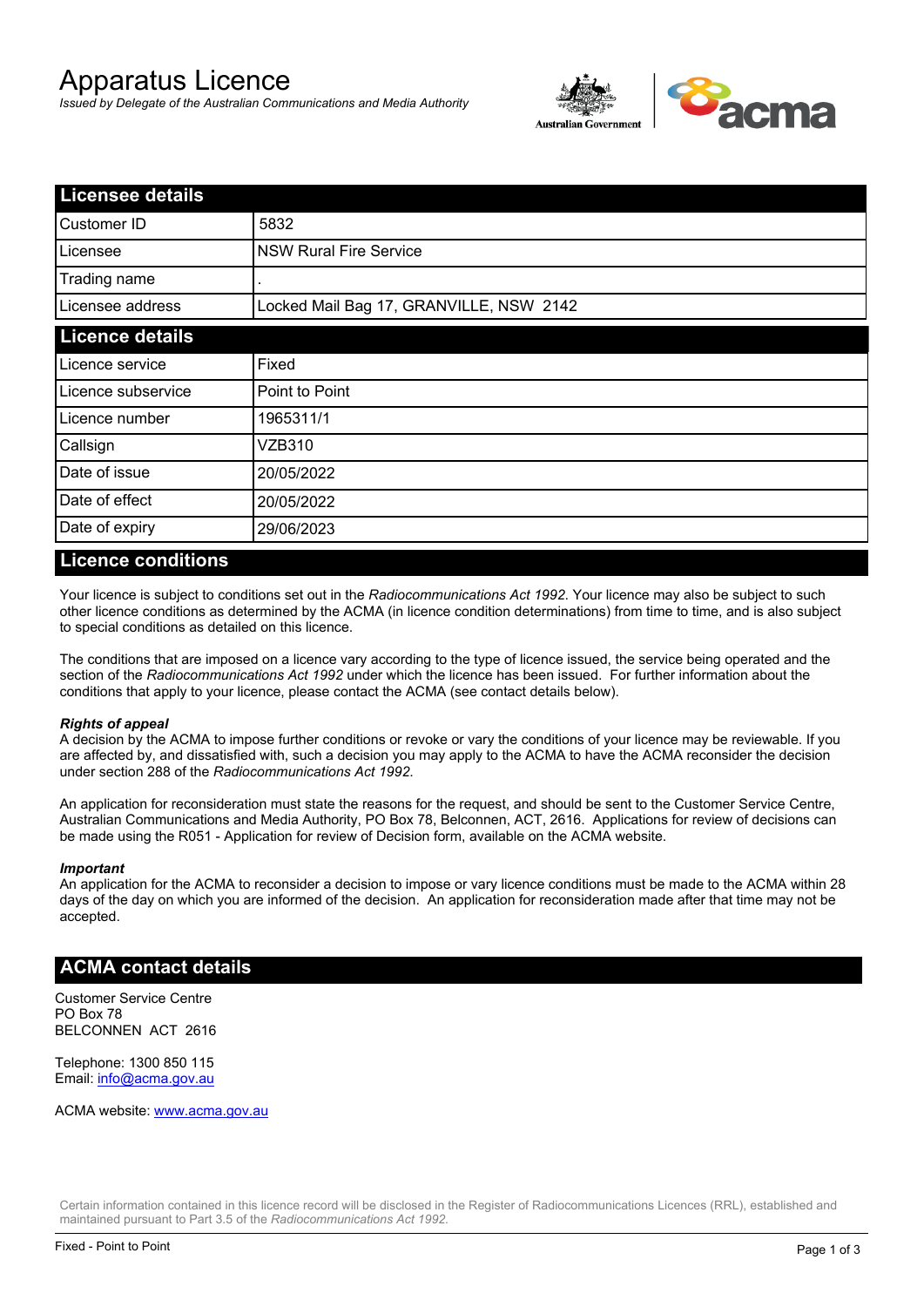# Apparatus Licence

*Issued by Delegate of the Australian Communications and Media Authority*

Australian Government

acma

## Licensee details

| | |
|---|---|
| Customer ID | 5832 |
| Licensee | NSW Rural Fire Service |
| Trading name | . |
| Licensee address | Locked Mail Bag 17, GRANVILLE, NSW 2142 |

## Licence details

| | |
|---|---|
| Licence service | Fixed |
| Licence subservice | Point to Point |
| Licence number | 1965311/1 |
| Callsign | VZB310 |
| Date of issue | 20/05/2022 |
| Date of effect | 20/05/2022 |
| Date of expiry | 29/06/2023 |

## Licence conditions

Your licence is subject to conditions set out in the *Radiocommunications Act 1992*. Your licence may also be subject to such other licence conditions as determined by the ACMA (in licence condition determinations) from time to time, and is also subject to special conditions as detailed on this licence.

The conditions that are imposed on a licence vary according to the type of licence issued, the service being operated and the section of the *Radiocommunications Act 1992* under which the licence has been issued. For further information about the conditions that apply to your licence, please contact the ACMA (see contact details below).

***Rights of appeal***

A decision by the ACMA to impose further conditions or revoke or vary the conditions of your licence may be reviewable. If you are affected by, and dissatisfied with, such a decision you may apply to the ACMA to have the ACMA reconsider the decision under section 288 of the *Radiocommunications Act 1992*.

An application for reconsideration must state the reasons for the request, and should be sent to the Customer Service Centre, Australian Communications and Media Authority, PO Box 78, Belconnen, ACT, 2616. Applications for review of decisions can be made using the R051 - Application for review of Decision form, available on the ACMA website.

***Important***

An application for the ACMA to reconsider a decision to impose or vary licence conditions must be made to the ACMA within 28 days of the day on which you are informed of the decision. An application for reconsideration made after that time may not be accepted.

## ACMA contact details

Customer Service Centre
PO Box 78
BELCONNEN ACT 2616

Telephone: 1300 850 115
Email: info@acma.gov.au

ACMA website: www.acma.gov.au

Certain information contained in this licence record will be disclosed in the Register of Radiocommunications Licences (RRL), established and maintained pursuant to Part 3.5 of the *Radiocommunications Act 1992*.

Fixed - Point to Point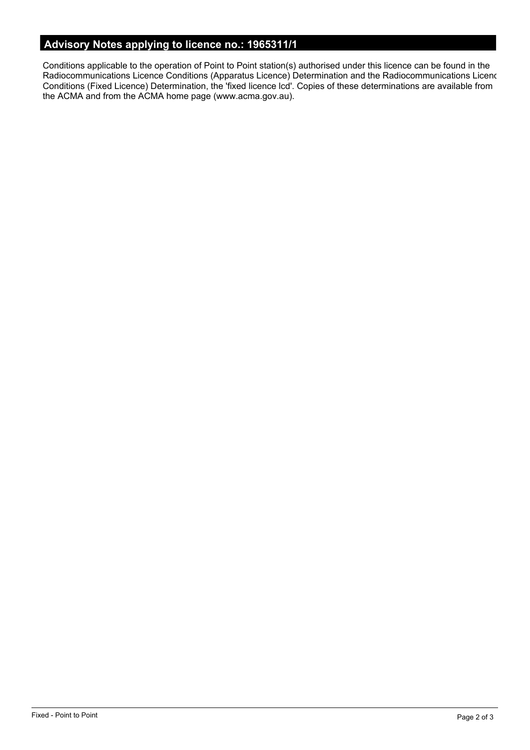## Advisory Notes applying to licence no.: 1965311/1

Conditions applicable to the operation of Point to Point station(s) authorised under this licence can be found in the Radiocommunications Licence Conditions (Apparatus Licence) Determination and the Radiocommunications Licenc Conditions (Fixed Licence) Determination, the 'fixed licence lcd'. Copies of these determinations are available from the ACMA and from the ACMA home page (www.acma.gov.au).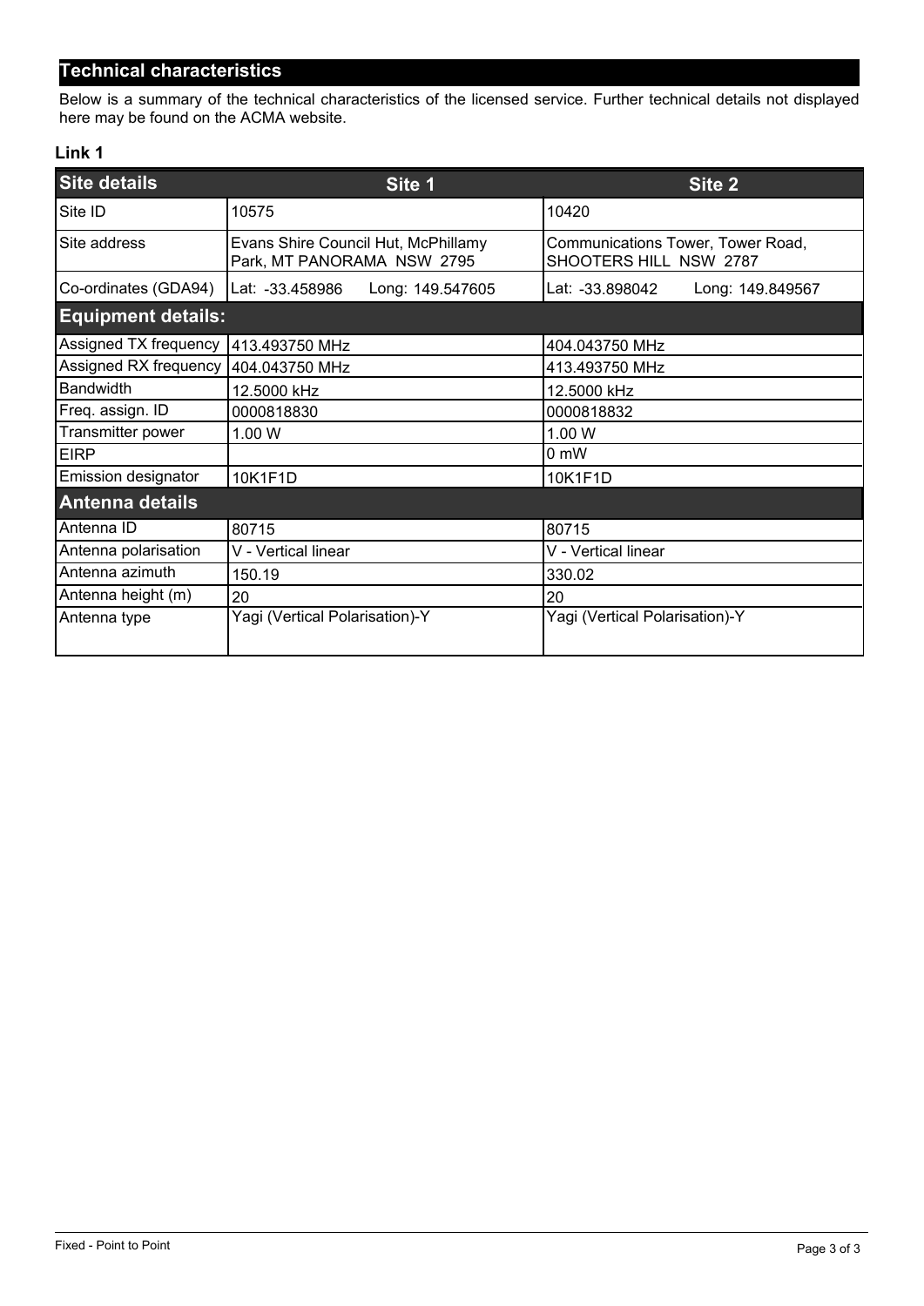## Technical characteristics

Below is a summary of the technical characteristics of the licensed service. Further technical details not displayed here may be found on the ACMA website.

### Link 1

| Site details | Site 1 | Site 2 |
|---|---|---|
| Site ID | 10575 | 10420 |
| Site address | Evans Shire Council Hut, McPhillamy Park, MT PANORAMA NSW 2795 | Communications Tower, Tower Road, SHOOTERS HILL NSW 2787 |
| Co-ordinates (GDA94) | Lat: -33.458986 Long: 149.547605 | Lat: -33.898042 Long: 149.849567 |
| **Equipment details:** | | |
| Assigned TX frequency | 413.493750 MHz | 404.043750 MHz |
| Assigned RX frequency | 404.043750 MHz | 413.493750 MHz |
| Bandwidth | 12.5000 kHz | 12.5000 kHz |
| Freq. assign. ID | 0000818830 | 0000818832 |
| Transmitter power | 1.00 W | 1.00 W |
| EIRP | | 0 mW |
| Emission designator | 10K1F1D | 10K1F1D |
| **Antenna details** | | |
| Antenna ID | 80715 | 80715 |
| Antenna polarisation | V - Vertical linear | V - Vertical linear |
| Antenna azimuth | 150.19 | 330.02 |
| Antenna height (m) | 20 | 20 |
| Antenna type | Yagi (Vertical Polarisation)-Y | Yagi (Vertical Polarisation)-Y |

Fixed - Point to Point